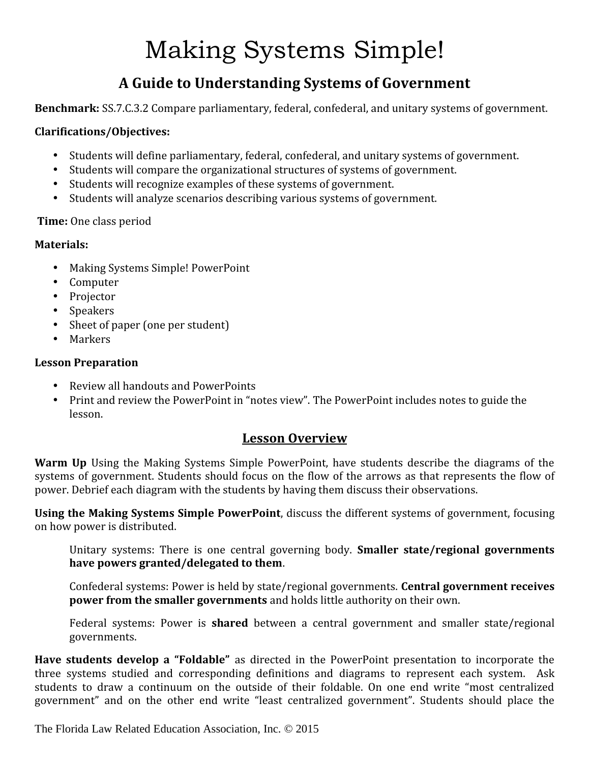# Making Systems Simple!

## A Guide to Understanding Systems of Government

**Benchmark:** SS.7.C.3.2 Compare parliamentary, federal, confederal, and unitary systems of government.

**Clarifications/Objectives:**

- Students will define parliamentary, federal, confederal, and unitary systems of government.
- Students will compare the organizational structures of systems of government.
- Students will recognize examples of these systems of government.
- Students will analyze scenarios describing various systems of government.

**Time:** One class period

**Materials:**

- Making Systems Simple! PowerPoint
- Computer
- Projector
- Speakers
- Sheet of paper (one per student)
- Markers

**Lesson Preparation**

- Review all handouts and PowerPoints
- Print and review the PowerPoint in "notes view". The PowerPoint includes notes to guide the lesson.

### Lesson Overview

**Warm Up** Using the Making Systems Simple PowerPoint, have students describe the diagrams of the systems of government. Students should focus on the flow of the arrows as that represents the flow of power. Debrief each diagram with the students by having them discuss their observations.

**Using the Making Systems Simple PowerPoint**, discuss the different systems of government, focusing on how power is distributed.

> Unitary systems: There is one central governing body. **Smaller state/regional governments have powers granted/delegated to them**.
>
> Confederal systems: Power is held by state/regional governments. **Central government receives power from the smaller governments** and holds little authority on their own.
>
> Federal systems: Power is **shared** between a central government and smaller state/regional governments.

**Have students develop a "Foldable"** as directed in the PowerPoint presentation to incorporate the three systems studied and corresponding definitions and diagrams to represent each system. Ask students to draw a continuum on the outside of their foldable. On one end write "most centralized government" and on the other end write "least centralized government". Students should place the

The Florida Law Related Education Association, Inc. © 2015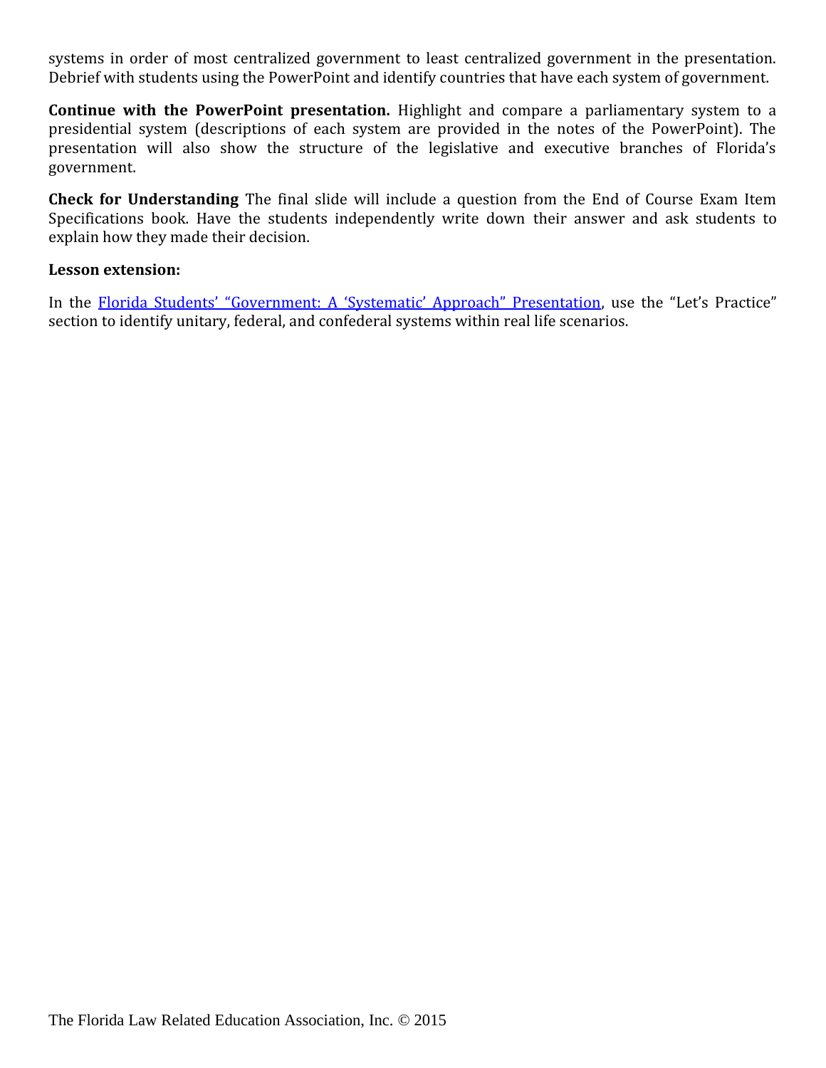systems in order of most centralized government to least centralized government in the presentation. Debrief with students using the PowerPoint and identify countries that have each system of government.

**Continue with the PowerPoint presentation.** Highlight and compare a parliamentary system to a presidential system (descriptions of each system are provided in the notes of the PowerPoint). The presentation will also show the structure of the legislative and executive branches of Florida's government.

**Check for Understanding** The final slide will include a question from the End of Course Exam Item Specifications book. Have the students independently write down their answer and ask students to explain how they made their decision.

**Lesson extension:**

In the Florida Students' "Government: A 'Systematic' Approach" Presentation, use the "Let's Practice" section to identify unitary, federal, and confederal systems within real life scenarios.

The Florida Law Related Education Association, Inc. © 2015